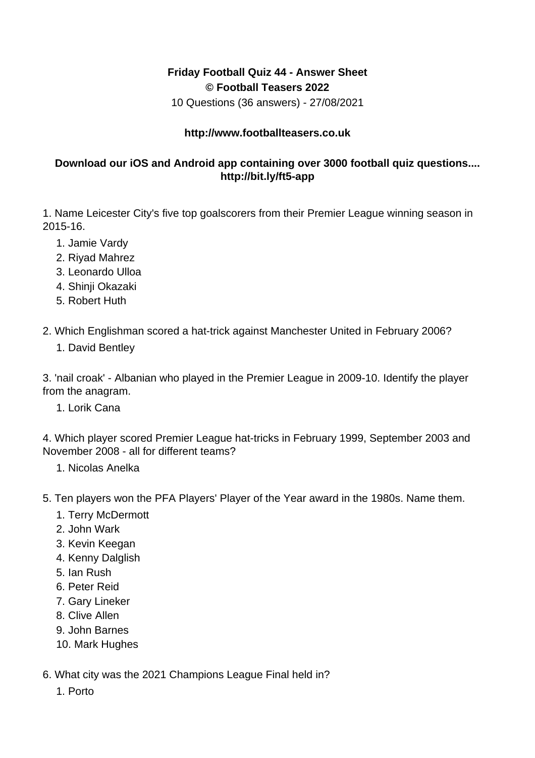**Friday Football Quiz 44 - Answer Sheet**
**© Football Teasers 2022**
10 Questions (36 answers) - 27/08/2021

**http://www.footballteasers.co.uk**

**Download our iOS and Android app containing over 3000 football quiz questions.... http://bit.ly/ft5-app**

1. Name Leicester City's five top goalscorers from their Premier League winning season in 2015-16.
    1. Jamie Vardy
    2. Riyad Mahrez
    3. Leonardo Ulloa
    4. Shinji Okazaki
    5. Robert Huth

2. Which Englishman scored a hat-trick against Manchester United in February 2006?
    1. David Bentley

3. 'nail croak' - Albanian who played in the Premier League in 2009-10. Identify the player from the anagram.
    1. Lorik Cana

4. Which player scored Premier League hat-tricks in February 1999, September 2003 and November 2008 - all for different teams?
    1. Nicolas Anelka

5. Ten players won the PFA Players' Player of the Year award in the 1980s. Name them.
    1. Terry McDermott
    2. John Wark
    3. Kevin Keegan
    4. Kenny Dalglish
    5. Ian Rush
    6. Peter Reid
    7. Gary Lineker
    8. Clive Allen
    9. John Barnes
    10. Mark Hughes

6. What city was the 2021 Champions League Final held in?
    1. Porto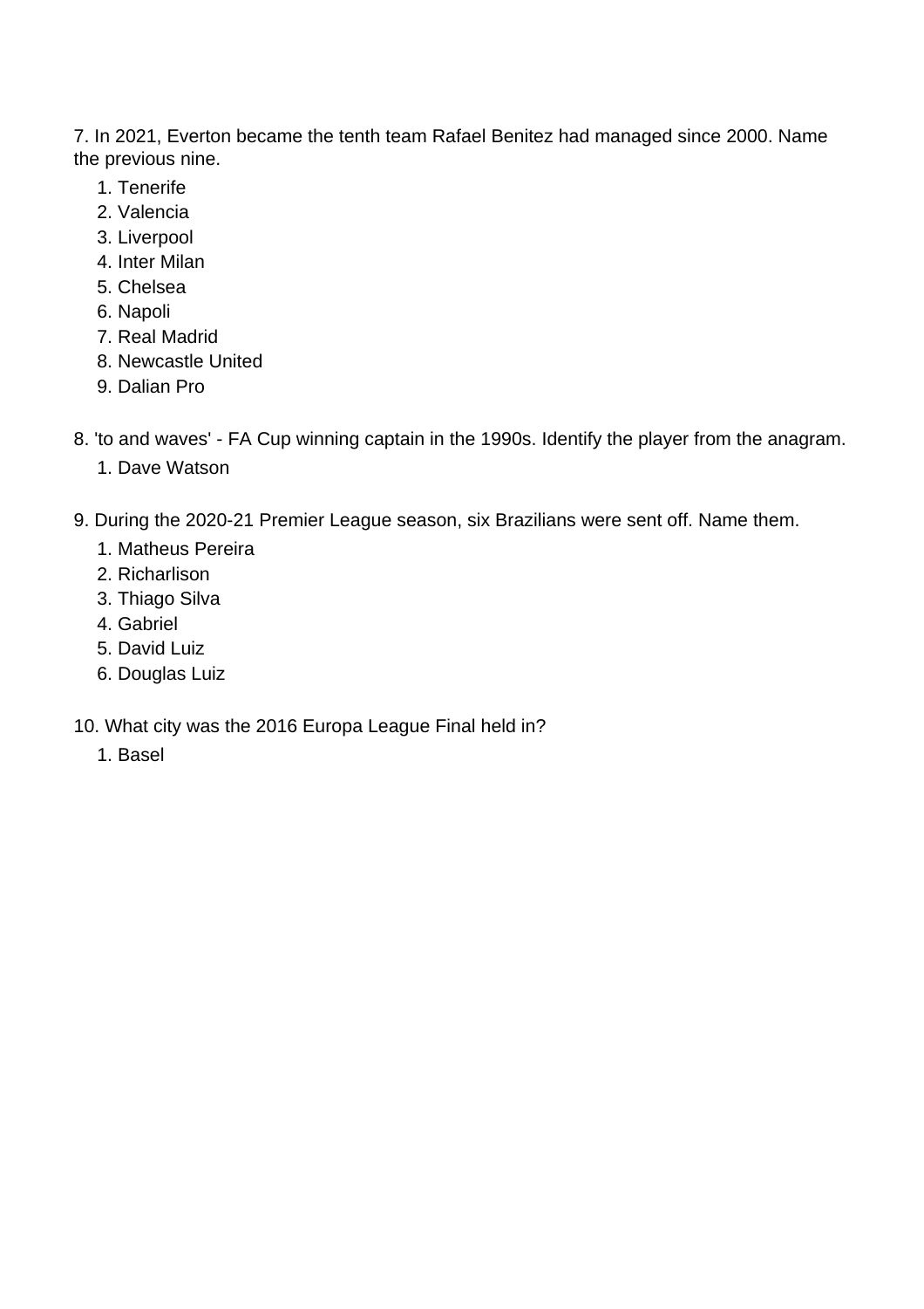7. In 2021, Everton became the tenth team Rafael Benitez had managed since 2000. Name the previous nine.

1. Tenerife
2. Valencia
3. Liverpool
4. Inter Milan
5. Chelsea
6. Napoli
7. Real Madrid
8. Newcastle United
9. Dalian Pro

8. 'to and waves' - FA Cup winning captain in the 1990s. Identify the player from the anagram.

1. Dave Watson

9. During the 2020-21 Premier League season, six Brazilians were sent off. Name them.

1. Matheus Pereira
2. Richarlison
3. Thiago Silva
4. Gabriel
5. David Luiz
6. Douglas Luiz

10. What city was the 2016 Europa League Final held in?

1. Basel